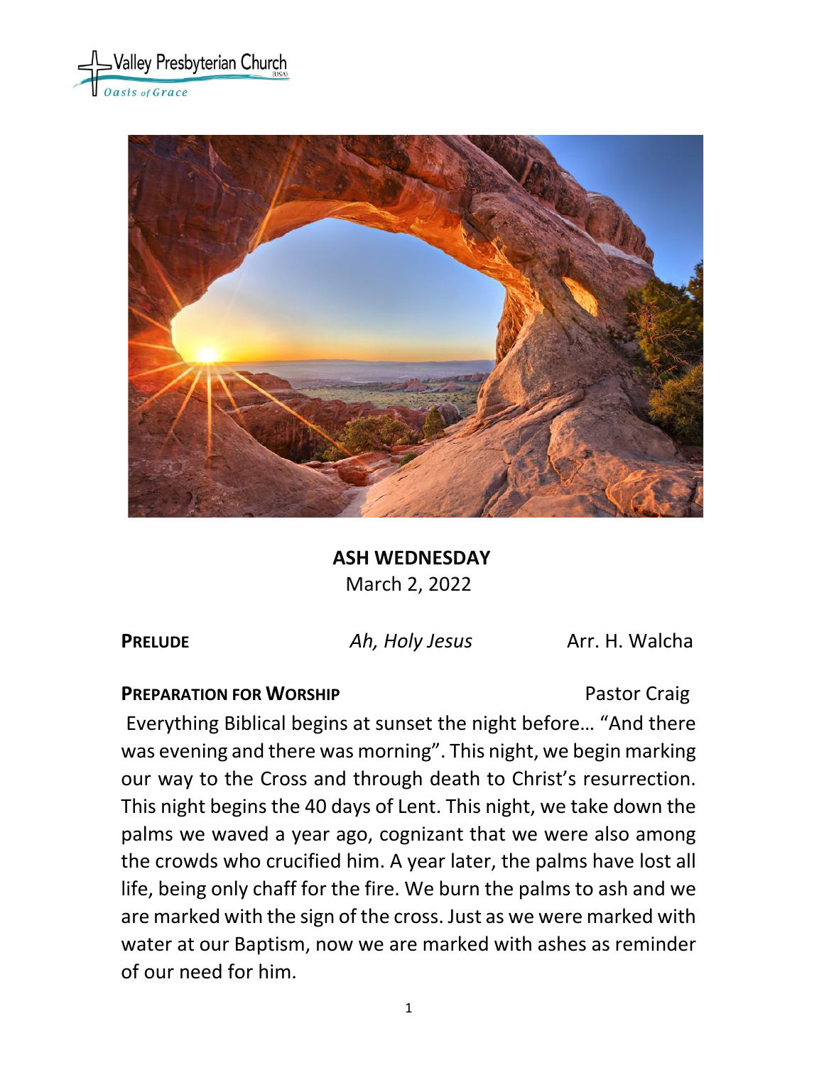Valley Presbyterian Church (USA)
*Oasis of Grace*

# ASH WEDNESDAY

March 2, 2022

**PRELUDE** *Ah, Holy Jesus* Arr. H. Walcha

**PREPARATION FOR WORSHIP** Pastor Craig

Everything Biblical begins at sunset the night before… "And there was evening and there was morning". This night, we begin marking our way to the Cross and through death to Christ's resurrection. This night begins the 40 days of Lent. This night, we take down the palms we waved a year ago, cognizant that we were also among the crowds who crucified him. A year later, the palms have lost all life, being only chaff for the fire. We burn the palms to ash and we are marked with the sign of the cross. Just as we were marked with water at our Baptism, now we are marked with ashes as reminder of our need for him.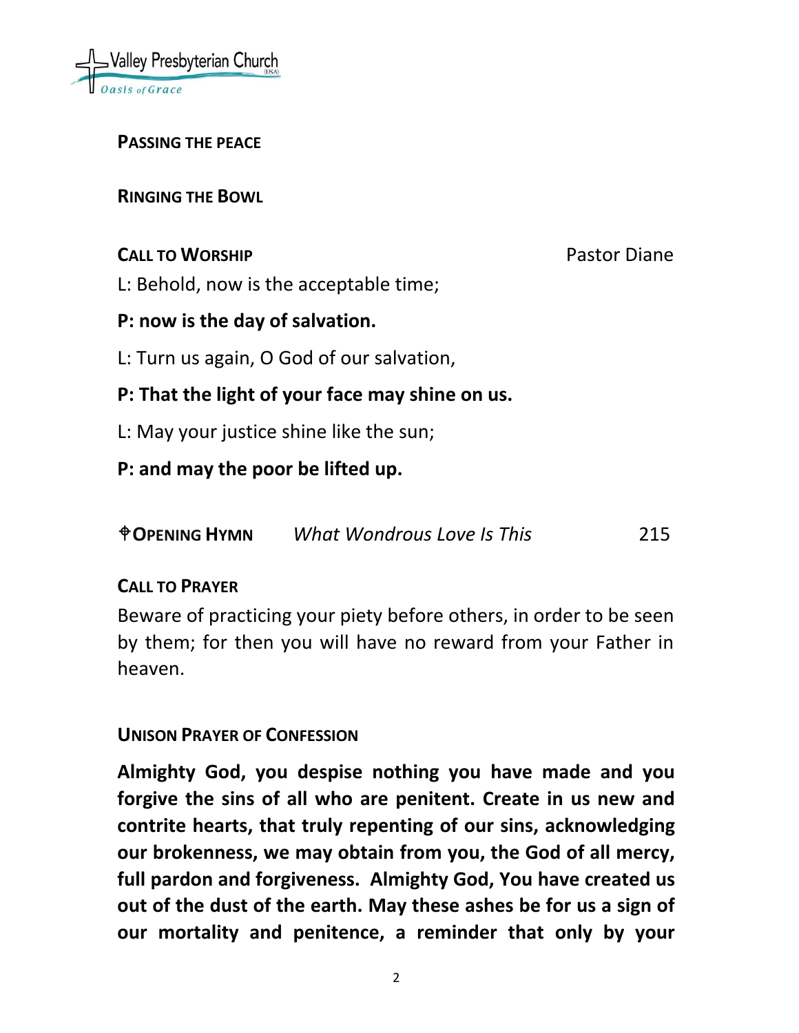**PASSING THE PEACE**

**RINGING THE BOWL**

**CALL TO WORSHIP** Pastor Diane

L: Behold, now is the acceptable time;

**P: now is the day of salvation.**

L: Turn us again, O God of our salvation,

**P: That the light of your face may shine on us.**

L: May your justice shine like the sun;

**P: and may the poor be lifted up.**

**✠OPENING HYMN** *What Wondrous Love Is This* 215

**CALL TO PRAYER**

Beware of practicing your piety before others, in order to be seen by them; for then you will have no reward from your Father in heaven.

**UNISON PRAYER OF CONFESSION**

**Almighty God, you despise nothing you have made and you forgive the sins of all who are penitent. Create in us new and contrite hearts, that truly repenting of our sins, acknowledging our brokenness, we may obtain from you, the God of all mercy, full pardon and forgiveness. Almighty God, You have created us out of the dust of the earth. May these ashes be for us a sign of our mortality and penitence, a reminder that only by your**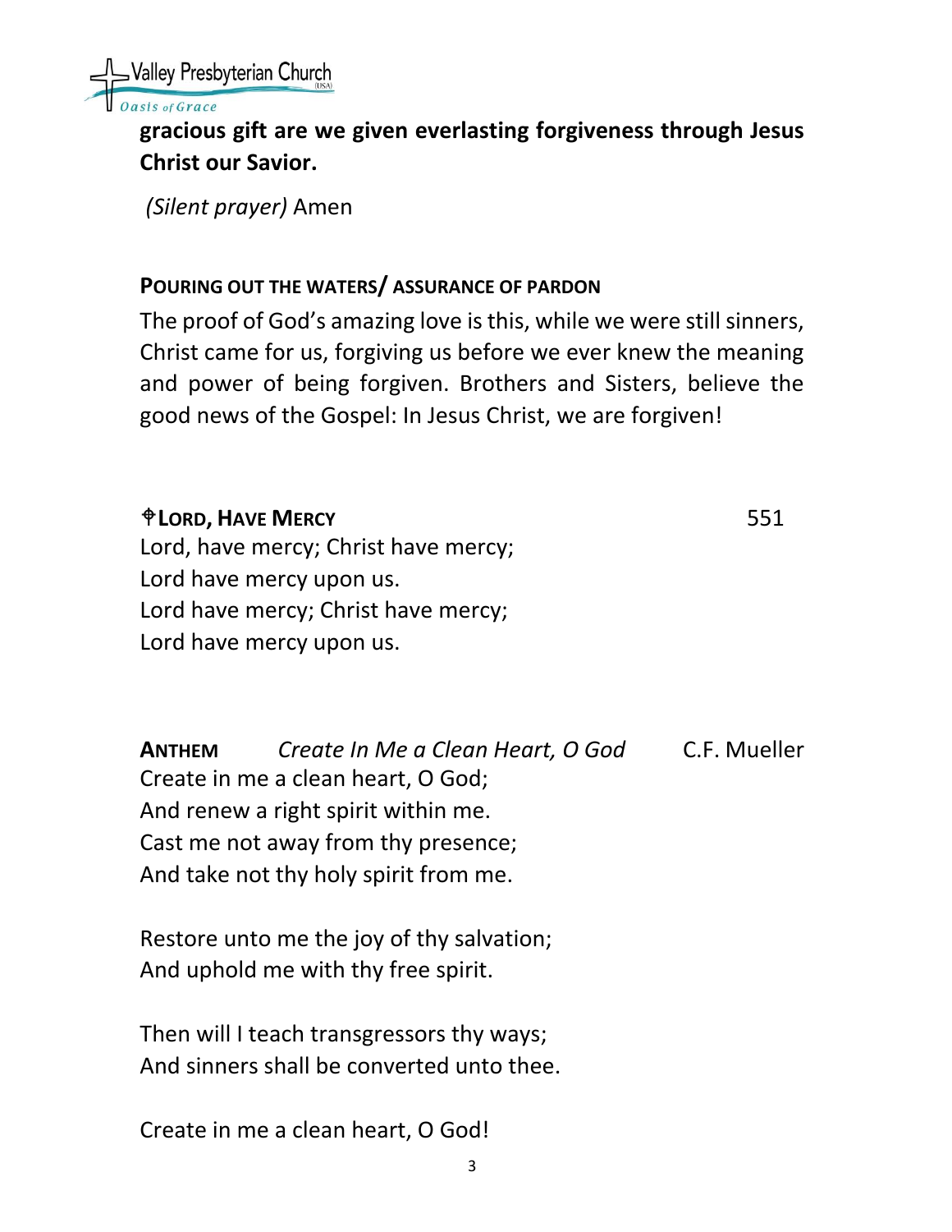**gracious gift are we given everlasting forgiveness through Jesus Christ our Savior.**

*(Silent prayer)* Amen

**POURING OUT THE WATERS/ ASSURANCE OF PARDON**

The proof of God's amazing love is this, while we were still sinners, Christ came for us, forgiving us before we ever knew the meaning and power of being forgiven. Brothers and Sisters, believe the good news of the Gospel: In Jesus Christ, we are forgiven!

**✠LORD, HAVE MERCY** 551

Lord, have mercy; Christ have mercy;
Lord have mercy upon us.
Lord have mercy; Christ have mercy;
Lord have mercy upon us.

**ANTHEM** *Create In Me a Clean Heart, O God* C.F. Mueller

Create in me a clean heart, O God;
And renew a right spirit within me.
Cast me not away from thy presence;
And take not thy holy spirit from me.

Restore unto me the joy of thy salvation;
And uphold me with thy free spirit.

Then will I teach transgressors thy ways;
And sinners shall be converted unto thee.

Create in me a clean heart, O God!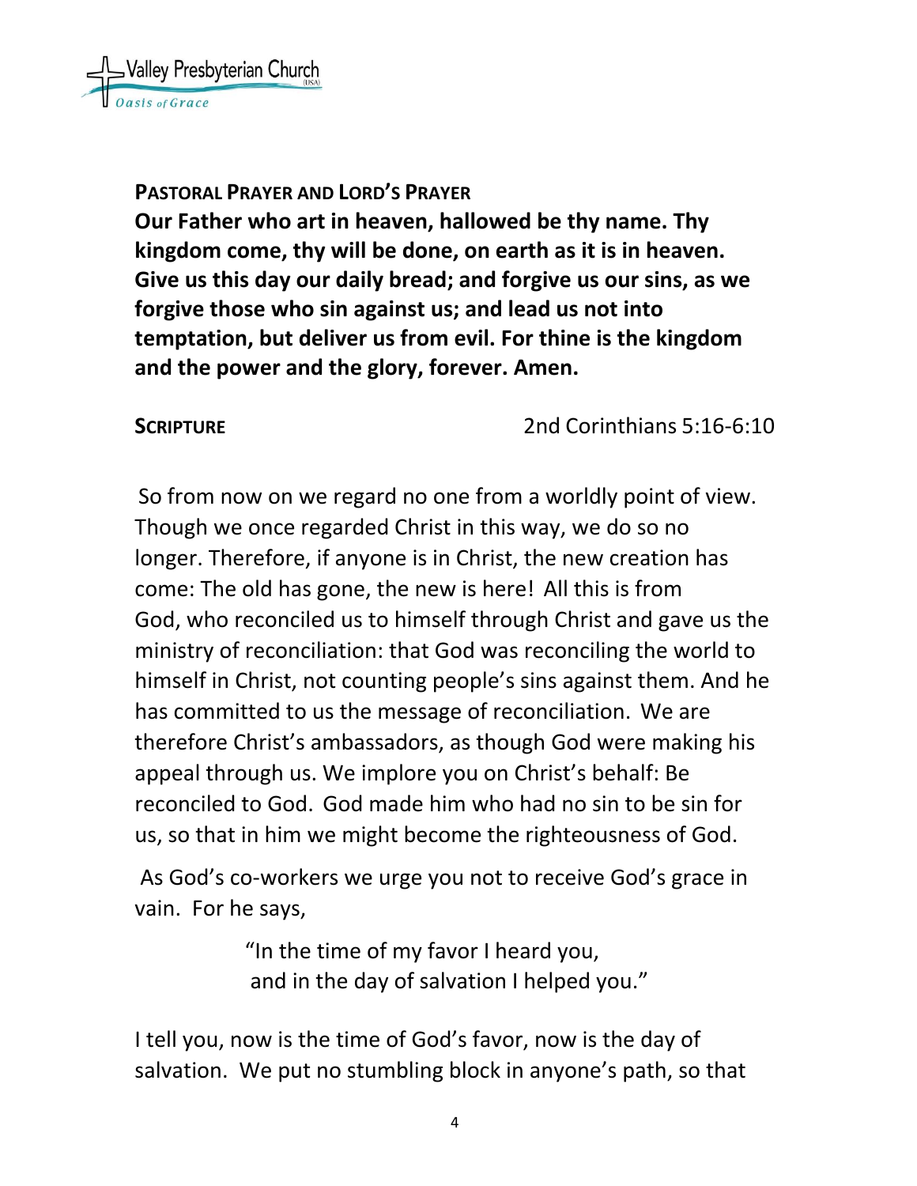**Pastoral Prayer and Lord's Prayer**

**Our Father who art in heaven, hallowed be thy name. Thy kingdom come, thy will be done, on earth as it is in heaven. Give us this day our daily bread; and forgive us our sins, as we forgive those who sin against us; and lead us not into temptation, but deliver us from evil. For thine is the kingdom and the power and the glory, forever. Amen.**

**Scripture** 2nd Corinthians 5:16-6:10

So from now on we regard no one from a worldly point of view. Though we once regarded Christ in this way, we do so no longer. Therefore, if anyone is in Christ, the new creation has come: The old has gone, the new is here! All this is from God, who reconciled us to himself through Christ and gave us the ministry of reconciliation: that God was reconciling the world to himself in Christ, not counting people's sins against them. And he has committed to us the message of reconciliation. We are therefore Christ's ambassadors, as though God were making his appeal through us. We implore you on Christ's behalf: Be reconciled to God. God made him who had no sin to be sin for us, so that in him we might become the righteousness of God.

As God's co-workers we urge you not to receive God's grace in vain. For he says,

> "In the time of my favor I heard you,
> and in the day of salvation I helped you."

I tell you, now is the time of God's favor, now is the day of salvation. We put no stumbling block in anyone's path, so that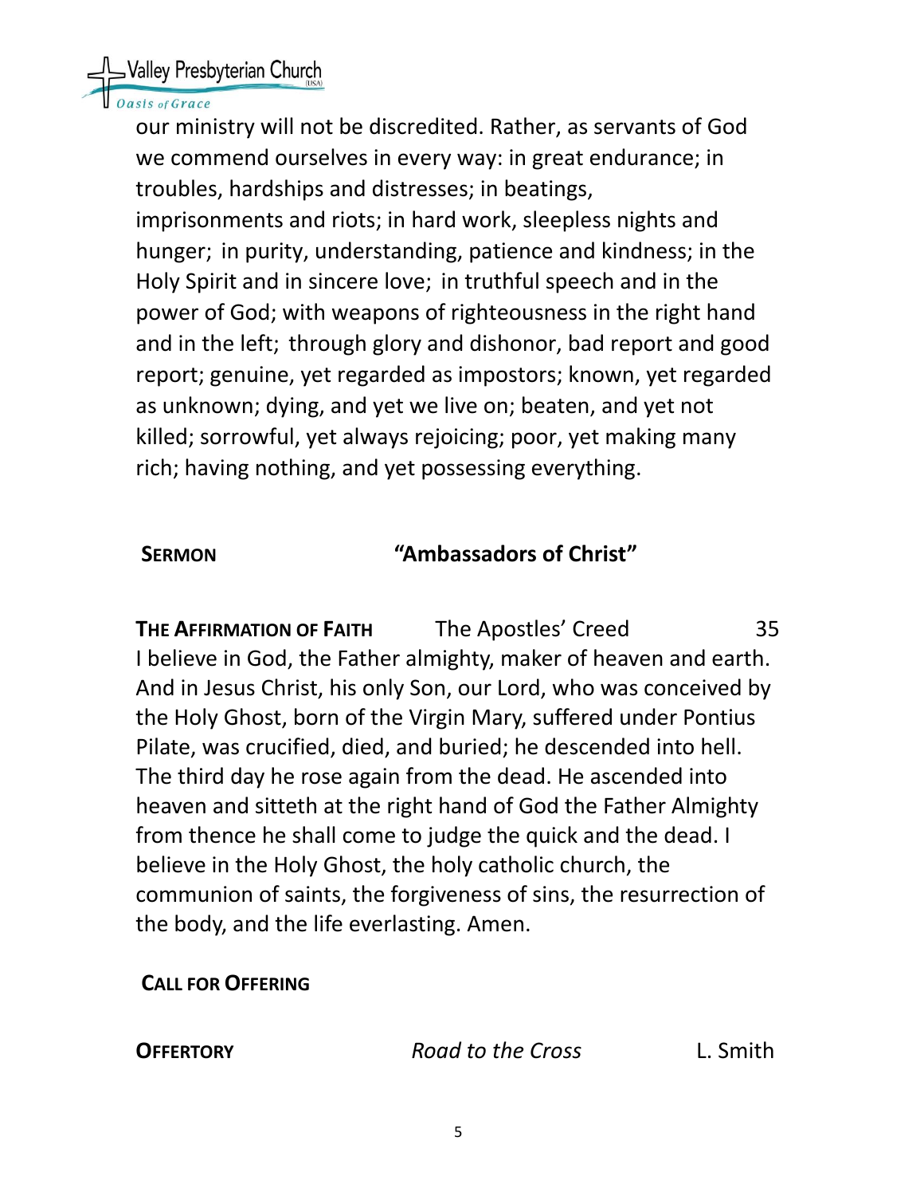our ministry will not be discredited. Rather, as servants of God we commend ourselves in every way: in great endurance; in troubles, hardships and distresses; in beatings, imprisonments and riots; in hard work, sleepless nights and hunger; in purity, understanding, patience and kindness; in the Holy Spirit and in sincere love; in truthful speech and in the power of God; with weapons of righteousness in the right hand and in the left; through glory and dishonor, bad report and good report; genuine, yet regarded as impostors; known, yet regarded as unknown; dying, and yet we live on; beaten, and yet not killed; sorrowful, yet always rejoicing; poor, yet making many rich; having nothing, and yet possessing everything.

**SERMON** **"Ambassadors of Christ"**

**THE AFFIRMATION OF FAITH** The Apostles' Creed 35

I believe in God, the Father almighty, maker of heaven and earth. And in Jesus Christ, his only Son, our Lord, who was conceived by the Holy Ghost, born of the Virgin Mary, suffered under Pontius Pilate, was crucified, died, and buried; he descended into hell. The third day he rose again from the dead. He ascended into heaven and sitteth at the right hand of God the Father Almighty from thence he shall come to judge the quick and the dead. I believe in the Holy Ghost, the holy catholic church, the communion of saints, the forgiveness of sins, the resurrection of the body, and the life everlasting. Amen.

**CALL FOR OFFERING**

**OFFERTORY** *Road to the Cross* L. Smith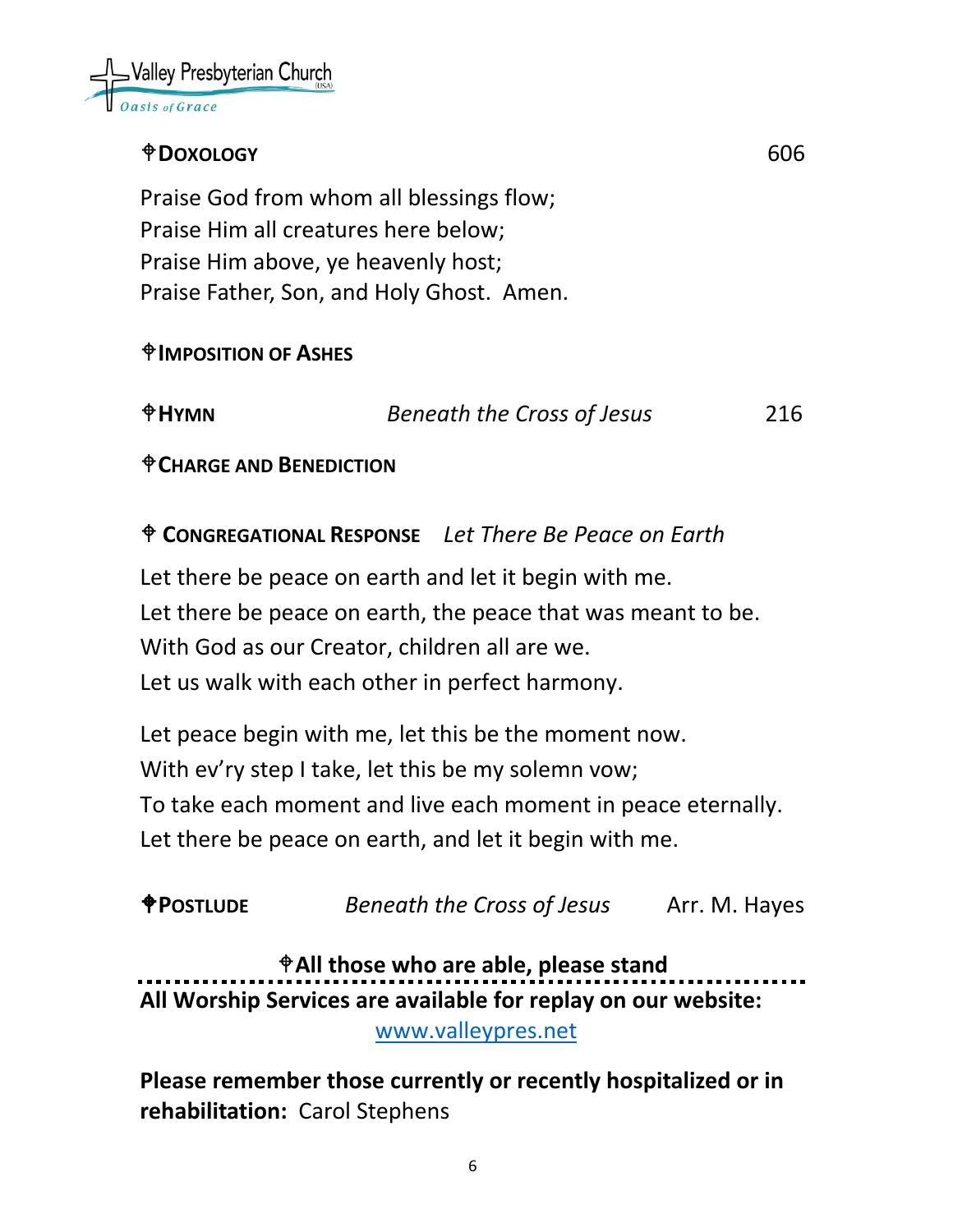**✠DOXOLOGY** 606

Praise God from whom all blessings flow;
Praise Him all creatures here below;
Praise Him above, ye heavenly host;
Praise Father, Son, and Holy Ghost. Amen.

**✠IMPOSITION OF ASHES**

**✠HYMN** *Beneath the Cross of Jesus* 216

**✠CHARGE AND BENEDICTION**

**✠ CONGREGATIONAL RESPONSE** *Let There Be Peace on Earth*

Let there be peace on earth and let it begin with me.
Let there be peace on earth, the peace that was meant to be.
With God as our Creator, children all are we.
Let us walk with each other in perfect harmony.

Let peace begin with me, let this be the moment now.
With ev'ry step I take, let this be my solemn vow;
To take each moment and live each moment in peace eternally.
Let there be peace on earth, and let it begin with me.

**✠POSTLUDE** *Beneath the Cross of Jesus* Arr. M. Hayes

**✠All those who are able, please stand**

**All Worship Services are available for replay on our website:**
www.valleypres.net

**Please remember those currently or recently hospitalized or in rehabilitation:** Carol Stephens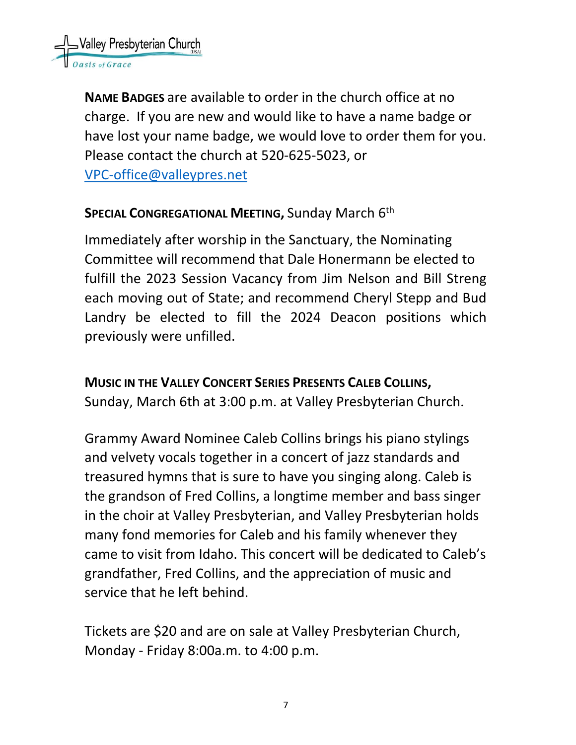**NAME BADGES** are available to order in the church office at no charge. If you are new and would like to have a name badge or have lost your name badge, we would love to order them for you. Please contact the church at 520-625-5023, or VPC-office@valleypres.net

**SPECIAL CONGREGATIONAL MEETING,** Sunday March 6th

Immediately after worship in the Sanctuary, the Nominating Committee will recommend that Dale Honermann be elected to fulfill the 2023 Session Vacancy from Jim Nelson and Bill Streng each moving out of State; and recommend Cheryl Stepp and Bud Landry be elected to fill the 2024 Deacon positions which previously were unfilled.

**MUSIC IN THE VALLEY CONCERT SERIES PRESENTS CALEB COLLINS,** Sunday, March 6th at 3:00 p.m. at Valley Presbyterian Church.

Grammy Award Nominee Caleb Collins brings his piano stylings and velvety vocals together in a concert of jazz standards and treasured hymns that is sure to have you singing along. Caleb is the grandson of Fred Collins, a longtime member and bass singer in the choir at Valley Presbyterian, and Valley Presbyterian holds many fond memories for Caleb and his family whenever they came to visit from Idaho. This concert will be dedicated to Caleb's grandfather, Fred Collins, and the appreciation of music and service that he left behind.

Tickets are $20 and are on sale at Valley Presbyterian Church, Monday - Friday 8:00a.m. to 4:00 p.m.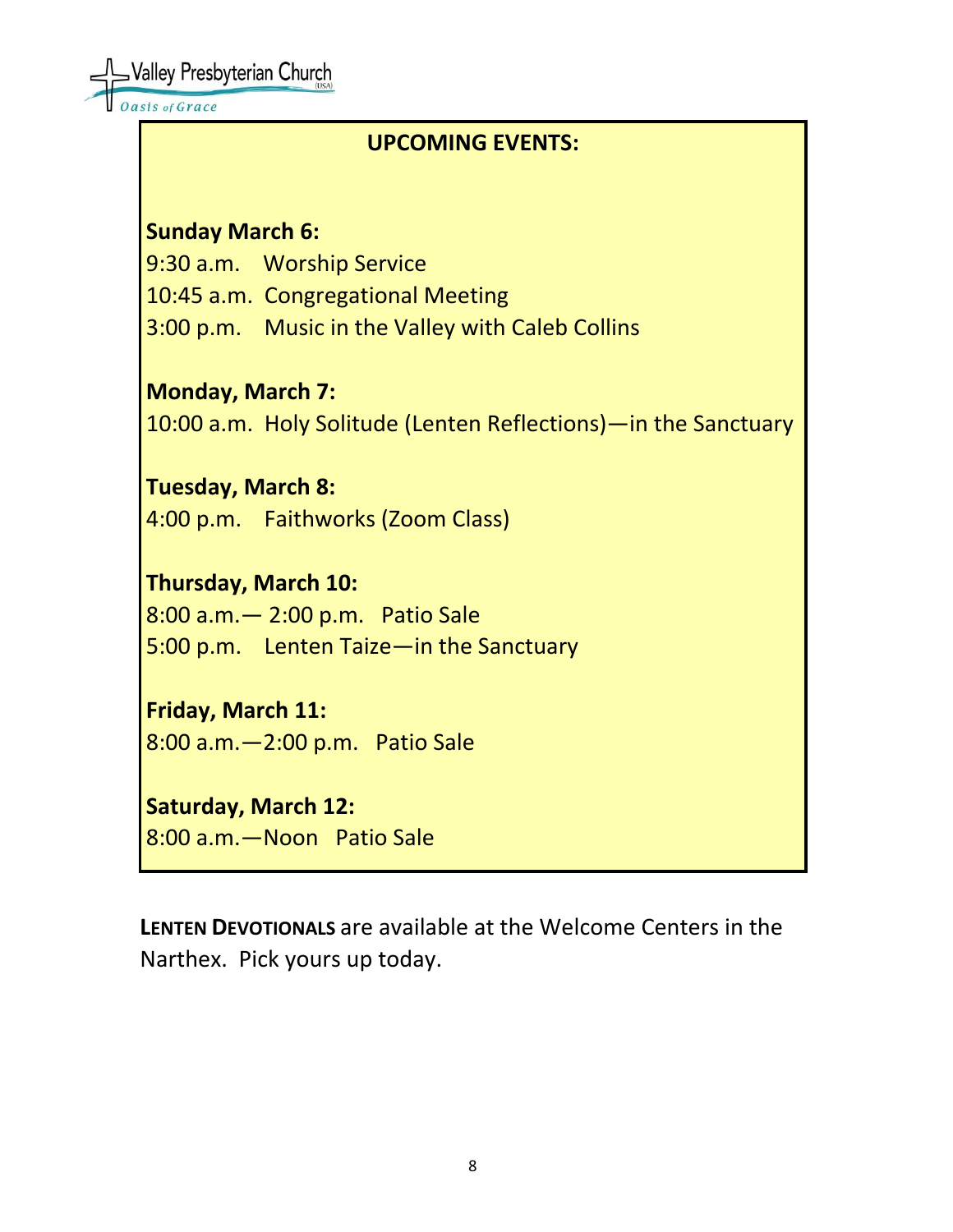## UPCOMING EVENTS:

**Sunday March 6:**
9:30 a.m. Worship Service
10:45 a.m. Congregational Meeting
3:00 p.m. Music in the Valley with Caleb Collins

**Monday, March 7:**
10:00 a.m. Holy Solitude (Lenten Reflections)—in the Sanctuary

**Tuesday, March 8:**
4:00 p.m. Faithworks (Zoom Class)

**Thursday, March 10:**
8:00 a.m.— 2:00 p.m. Patio Sale
5:00 p.m. Lenten Taize—in the Sanctuary

**Friday, March 11:**
8:00 a.m.—2:00 p.m. Patio Sale

**Saturday, March 12:**
8:00 a.m.—Noon Patio Sale

**LENTEN DEVOTIONALS** are available at the Welcome Centers in the Narthex. Pick yours up today.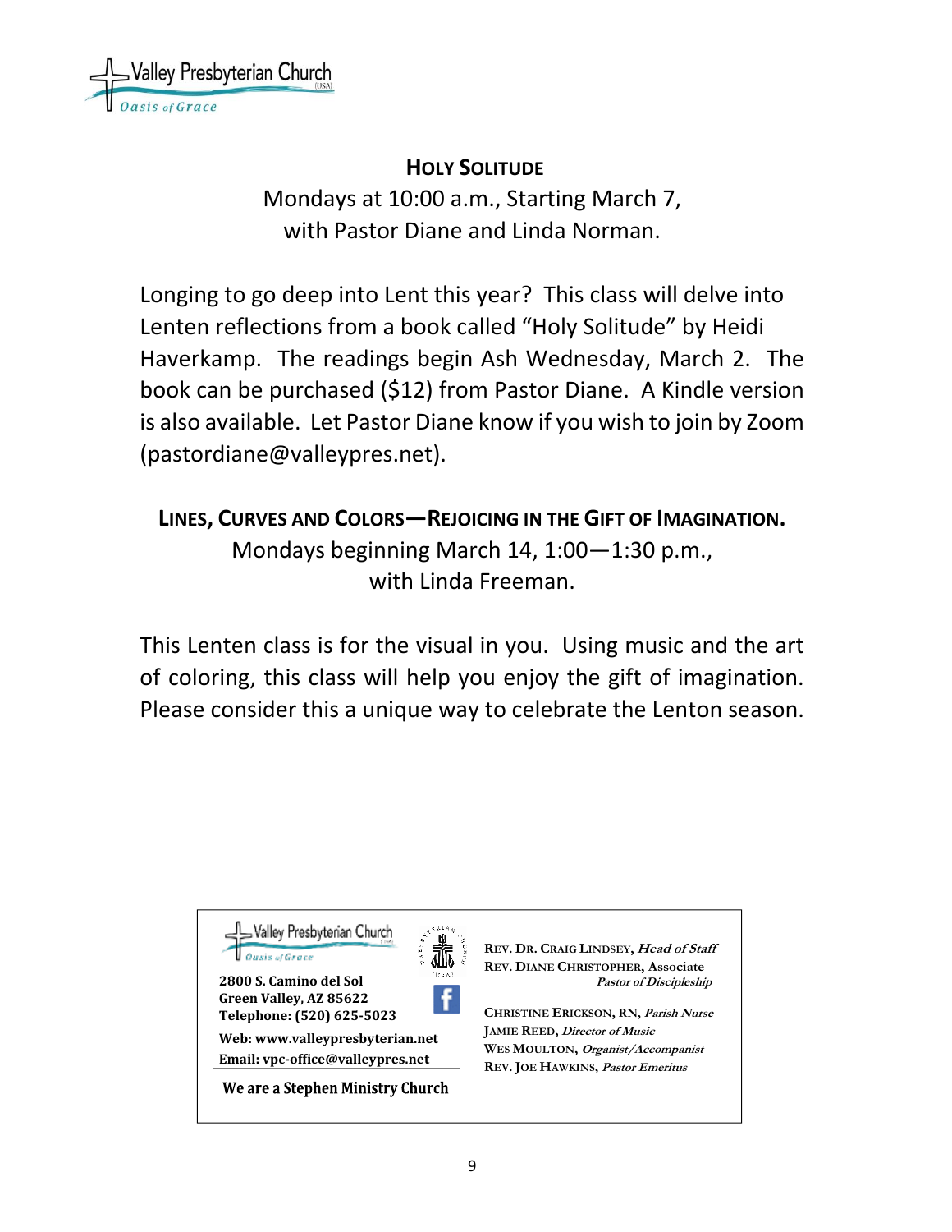Valley Presbyterian Church (USA)

*Oasis of Grace*

## HOLY SOLITUDE

Mondays at 10:00 a.m., Starting March 7,
with Pastor Diane and Linda Norman.

Longing to go deep into Lent this year? This class will delve into Lenten reflections from a book called "Holy Solitude" by Heidi Haverkamp. The readings begin Ash Wednesday, March 2. The book can be purchased ($12) from Pastor Diane. A Kindle version is also available. Let Pastor Diane know if you wish to join by Zoom (pastordiane@valleypres.net).

## LINES, CURVES AND COLORS—REJOICING IN THE GIFT OF IMAGINATION.

Mondays beginning March 14, 1:00—1:30 p.m.,
with Linda Freeman.

This Lenten class is for the visual in you. Using music and the art of coloring, this class will help you enjoy the gift of imagination. Please consider this a unique way to celebrate the Lenton season.

---

Valley Presbyterian Church (USA)
*Oasis of Grace*

**2800 S. Camino del Sol**
**Green Valley, AZ 85622**
**Telephone: (520) 625-5023**

**Web: www.valleypresbyterian.net**
**Email: vpc-office@valleypres.net**

**We are a Stephen Ministry Church**

REV. DR. CRAIG LINDSEY, *Head of Staff*
REV. DIANE CHRISTOPHER, Associate *Pastor of Discipleship*

CHRISTINE ERICKSON, RN, *Parish Nurse*
JAMIE REED, *Director of Music*
WES MOULTON, *Organist/Accompanist*
REV. JOE HAWKINS, *Pastor Emeritus*